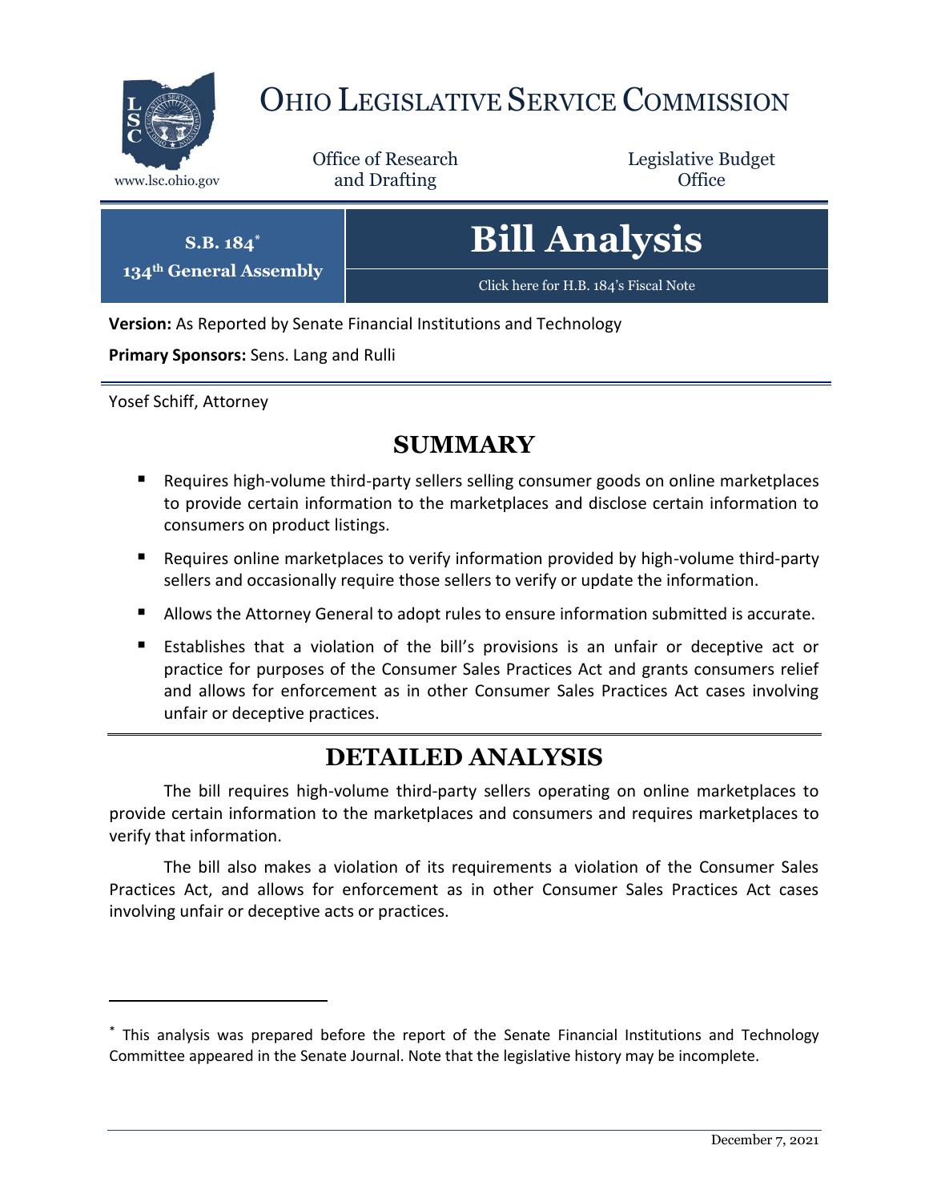# OHIO LEGISLATIVE SERVICE COMMISSION

www.lsc.ohio.gov

Office of Research and Drafting

Legislative Budget Office

**S.B. 184**[*]
**134th General Assembly**

# Bill Analysis

Click here for H.B. 184's Fiscal Note

**Version:** As Reported by Senate Financial Institutions and Technology

**Primary Sponsors:** Sens. Lang and Rulli

Yosef Schiff, Attorney

## SUMMARY

- Requires high-volume third-party sellers selling consumer goods on online marketplaces to provide certain information to the marketplaces and disclose certain information to consumers on product listings.
- Requires online marketplaces to verify information provided by high-volume third-party sellers and occasionally require those sellers to verify or update the information.
- Allows the Attorney General to adopt rules to ensure information submitted is accurate.
- Establishes that a violation of the bill's provisions is an unfair or deceptive act or practice for purposes of the Consumer Sales Practices Act and grants consumers relief and allows for enforcement as in other Consumer Sales Practices Act cases involving unfair or deceptive practices.

## DETAILED ANALYSIS

The bill requires high-volume third-party sellers operating on online marketplaces to provide certain information to the marketplaces and consumers and requires marketplaces to verify that information.

The bill also makes a violation of its requirements a violation of the Consumer Sales Practices Act, and allows for enforcement as in other Consumer Sales Practices Act cases involving unfair or deceptive acts or practices.

---

[*] This analysis was prepared before the report of the Senate Financial Institutions and Technology Committee appeared in the Senate Journal. Note that the legislative history may be incomplete.

December 7, 2021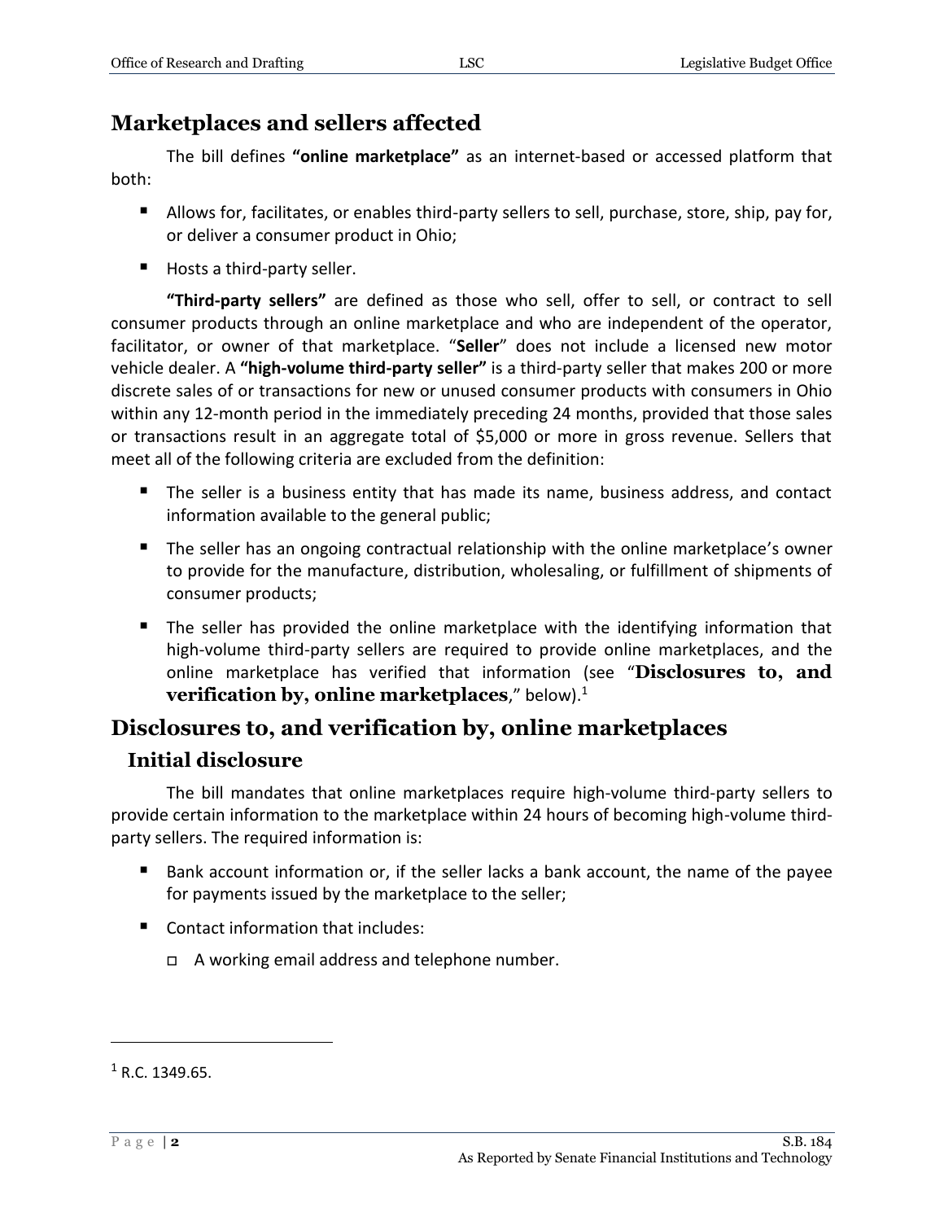## Marketplaces and sellers affected

The bill defines **"online marketplace"** as an internet-based or accessed platform that both:

- Allows for, facilitates, or enables third-party sellers to sell, purchase, store, ship, pay for, or deliver a consumer product in Ohio;
- Hosts a third-party seller.

**"Third-party sellers"** are defined as those who sell, offer to sell, or contract to sell consumer products through an online marketplace and who are independent of the operator, facilitator, or owner of that marketplace. "**Seller**" does not include a licensed new motor vehicle dealer. A **"high-volume third-party seller"** is a third-party seller that makes 200 or more discrete sales of or transactions for new or unused consumer products with consumers in Ohio within any 12-month period in the immediately preceding 24 months, provided that those sales or transactions result in an aggregate total of $5,000 or more in gross revenue. Sellers that meet all of the following criteria are excluded from the definition:

- The seller is a business entity that has made its name, business address, and contact information available to the general public;
- The seller has an ongoing contractual relationship with the online marketplace's owner to provide for the manufacture, distribution, wholesaling, or fulfillment of shipments of consumer products;
- The seller has provided the online marketplace with the identifying information that high-volume third-party sellers are required to provide online marketplaces, and the online marketplace has verified that information (see "**Disclosures to, and verification by, online marketplaces**," below).[1]

## Disclosures to, and verification by, online marketplaces

### Initial disclosure

The bill mandates that online marketplaces require high-volume third-party sellers to provide certain information to the marketplace within 24 hours of becoming high-volume third-party sellers. The required information is:

- Bank account information or, if the seller lacks a bank account, the name of the payee for payments issued by the marketplace to the seller;
- Contact information that includes:
  - A working email address and telephone number.

---

[1] R.C. 1349.65.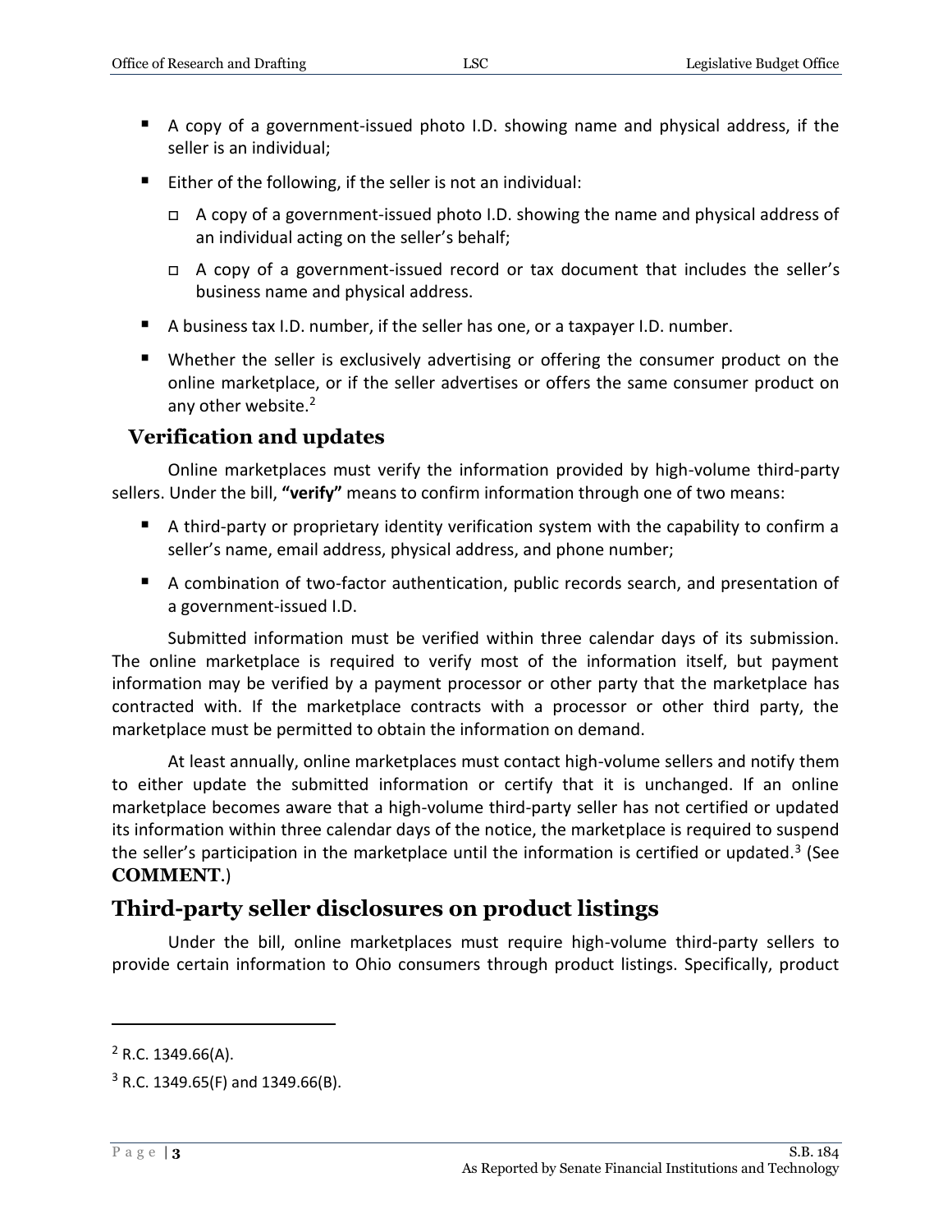- A copy of a government-issued photo I.D. showing name and physical address, if the seller is an individual;
- Either of the following, if the seller is not an individual:
  - A copy of a government-issued photo I.D. showing the name and physical address of an individual acting on the seller's behalf;
  - A copy of a government-issued record or tax document that includes the seller's business name and physical address.
- A business tax I.D. number, if the seller has one, or a taxpayer I.D. number.
- Whether the seller is exclusively advertising or offering the consumer product on the online marketplace, or if the seller advertises or offers the same consumer product on any other website.[2]

### Verification and updates

Online marketplaces must verify the information provided by high-volume third-party sellers. Under the bill, **"verify"** means to confirm information through one of two means:

- A third-party or proprietary identity verification system with the capability to confirm a seller's name, email address, physical address, and phone number;
- A combination of two-factor authentication, public records search, and presentation of a government-issued I.D.

Submitted information must be verified within three calendar days of its submission. The online marketplace is required to verify most of the information itself, but payment information may be verified by a payment processor or other party that the marketplace has contracted with. If the marketplace contracts with a processor or other third party, the marketplace must be permitted to obtain the information on demand.

At least annually, online marketplaces must contact high-volume sellers and notify them to either update the submitted information or certify that it is unchanged. If an online marketplace becomes aware that a high-volume third-party seller has not certified or updated its information within three calendar days of the notice, the marketplace is required to suspend the seller's participation in the marketplace until the information is certified or updated.[3] (See **COMMENT**.)

## Third-party seller disclosures on product listings

Under the bill, online marketplaces must require high-volume third-party sellers to provide certain information to Ohio consumers through product listings. Specifically, product

---

[2] R.C. 1349.66(A).

[3] R.C. 1349.65(F) and 1349.66(B).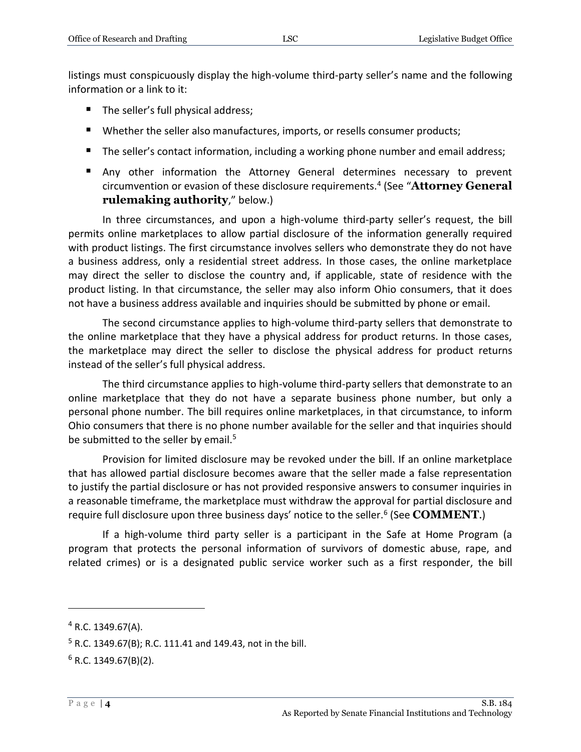listings must conspicuously display the high-volume third-party seller's name and the following information or a link to it:

- The seller's full physical address;
- Whether the seller also manufactures, imports, or resells consumer products;
- The seller's contact information, including a working phone number and email address;
- Any other information the Attorney General determines necessary to prevent circumvention or evasion of these disclosure requirements.[4] (See "**Attorney General rulemaking authority**," below.)

In three circumstances, and upon a high-volume third-party seller's request, the bill permits online marketplaces to allow partial disclosure of the information generally required with product listings. The first circumstance involves sellers who demonstrate they do not have a business address, only a residential street address. In those cases, the online marketplace may direct the seller to disclose the country and, if applicable, state of residence with the product listing. In that circumstance, the seller may also inform Ohio consumers, that it does not have a business address available and inquiries should be submitted by phone or email.

The second circumstance applies to high-volume third-party sellers that demonstrate to the online marketplace that they have a physical address for product returns. In those cases, the marketplace may direct the seller to disclose the physical address for product returns instead of the seller's full physical address.

The third circumstance applies to high-volume third-party sellers that demonstrate to an online marketplace that they do not have a separate business phone number, but only a personal phone number. The bill requires online marketplaces, in that circumstance, to inform Ohio consumers that there is no phone number available for the seller and that inquiries should be submitted to the seller by email.[5]

Provision for limited disclosure may be revoked under the bill. If an online marketplace that has allowed partial disclosure becomes aware that the seller made a false representation to justify the partial disclosure or has not provided responsive answers to consumer inquiries in a reasonable timeframe, the marketplace must withdraw the approval for partial disclosure and require full disclosure upon three business days' notice to the seller.[6] (See **COMMENT**.)

If a high-volume third party seller is a participant in the Safe at Home Program (a program that protects the personal information of survivors of domestic abuse, rape, and related crimes) or is a designated public service worker such as a first responder, the bill

---

[4] R.C. 1349.67(A).

[5] R.C. 1349.67(B); R.C. 111.41 and 149.43, not in the bill.

[6] R.C. 1349.67(B)(2).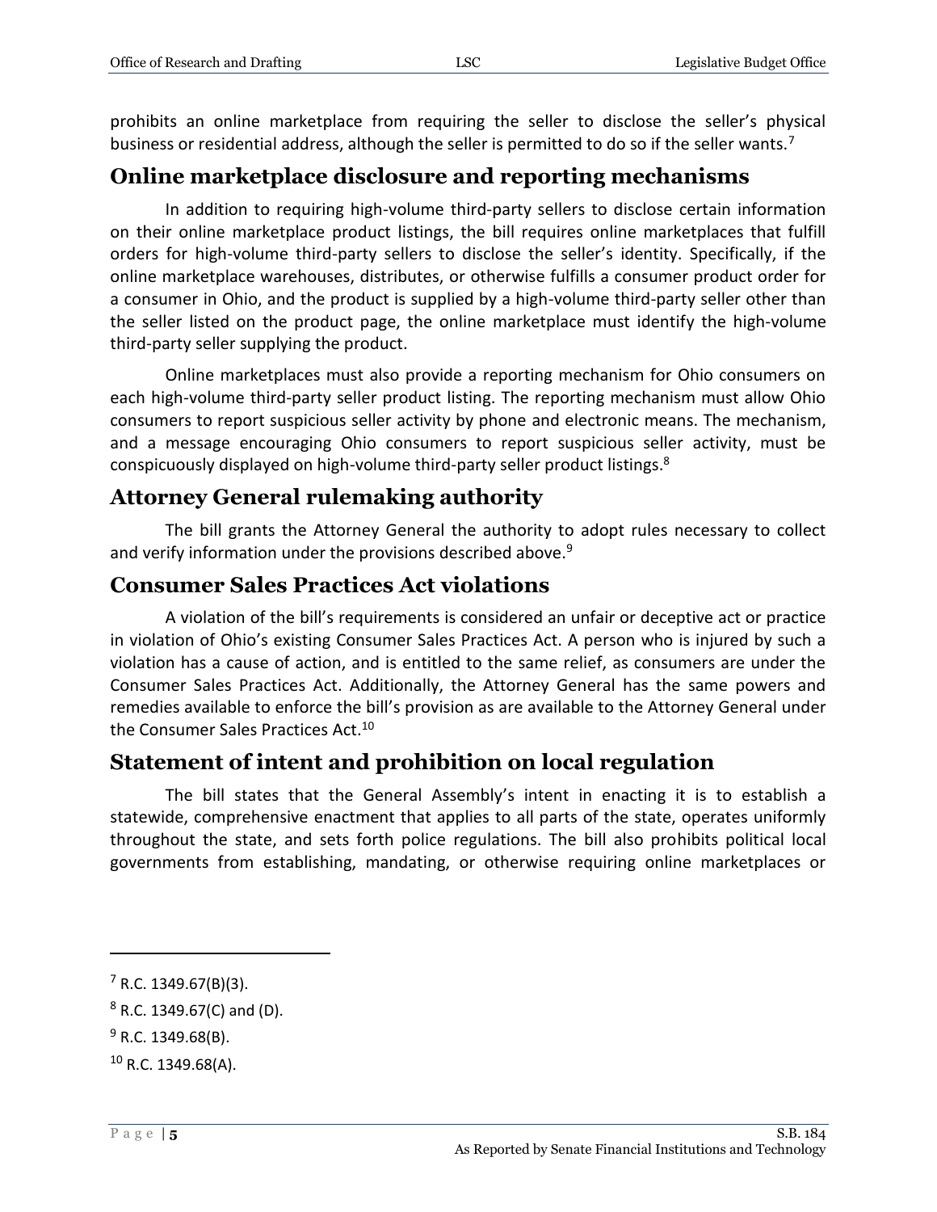prohibits an online marketplace from requiring the seller to disclose the seller's physical business or residential address, although the seller is permitted to do so if the seller wants.[7]

## Online marketplace disclosure and reporting mechanisms

In addition to requiring high-volume third-party sellers to disclose certain information on their online marketplace product listings, the bill requires online marketplaces that fulfill orders for high-volume third-party sellers to disclose the seller's identity. Specifically, if the online marketplace warehouses, distributes, or otherwise fulfills a consumer product order for a consumer in Ohio, and the product is supplied by a high-volume third-party seller other than the seller listed on the product page, the online marketplace must identify the high-volume third-party seller supplying the product.

Online marketplaces must also provide a reporting mechanism for Ohio consumers on each high-volume third-party seller product listing. The reporting mechanism must allow Ohio consumers to report suspicious seller activity by phone and electronic means. The mechanism, and a message encouraging Ohio consumers to report suspicious seller activity, must be conspicuously displayed on high-volume third-party seller product listings.[8]

## Attorney General rulemaking authority

The bill grants the Attorney General the authority to adopt rules necessary to collect and verify information under the provisions described above.[9]

## Consumer Sales Practices Act violations

A violation of the bill's requirements is considered an unfair or deceptive act or practice in violation of Ohio's existing Consumer Sales Practices Act. A person who is injured by such a violation has a cause of action, and is entitled to the same relief, as consumers are under the Consumer Sales Practices Act. Additionally, the Attorney General has the same powers and remedies available to enforce the bill's provision as are available to the Attorney General under the Consumer Sales Practices Act.[10]

## Statement of intent and prohibition on local regulation

The bill states that the General Assembly's intent in enacting it is to establish a statewide, comprehensive enactment that applies to all parts of the state, operates uniformly throughout the state, and sets forth police regulations. The bill also prohibits political local governments from establishing, mandating, or otherwise requiring online marketplaces or

---

[7] R.C. 1349.67(B)(3).

[8] R.C. 1349.67(C) and (D).

[9] R.C. 1349.68(B).

[10] R.C. 1349.68(A).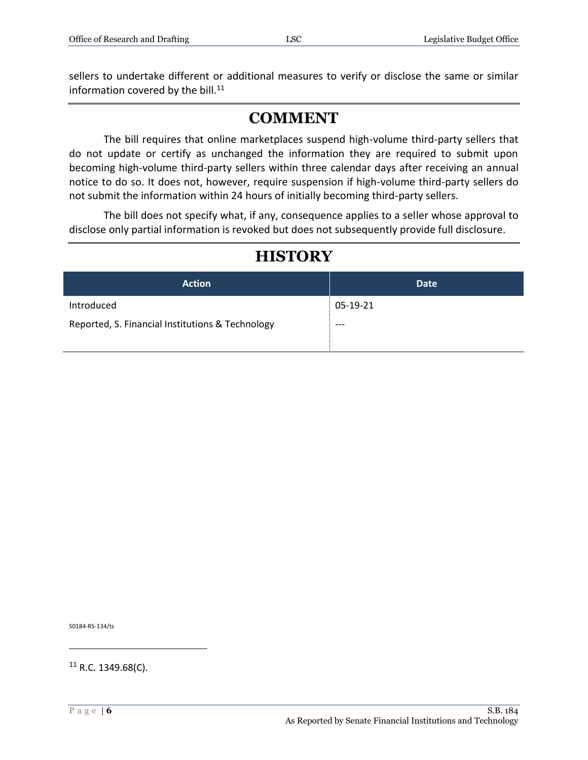sellers to undertake different or additional measures to verify or disclose the same or similar information covered by the bill.[11]

# COMMENT

The bill requires that online marketplaces suspend high-volume third-party sellers that do not update or certify as unchanged the information they are required to submit upon becoming high-volume third-party sellers within three calendar days after receiving an annual notice to do so. It does not, however, require suspension if high-volume third-party sellers do not submit the information within 24 hours of initially becoming third-party sellers.

The bill does not specify what, if any, consequence applies to a seller whose approval to disclose only partial information is revoked but does not subsequently provide full disclosure.

# HISTORY

| Action | Date |
|---|---|
| Introduced | 05-19-21 |
| Reported, S. Financial Institutions & Technology | --- |

S0184-RS-134/ts

[11] R.C. 1349.68(C).